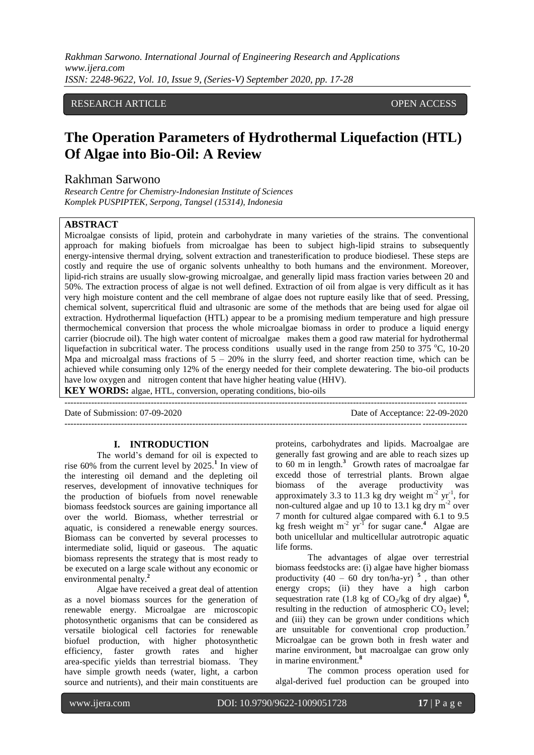RESEARCH ARTICLE OPEN ACCESS

# The Operation Parameters of Hydrothermal Liquefaction (HTL) Of Algae into Bio-Oil: A Review

Rakhman Sarwono

*Research Centre for Chemistry-Indonesian Institute of Sciences*
*Komplek PUSPIPTEK, Serpong, Tangsel (15314), Indonesia*

## ABSTRACT

Microalgae consists of lipid, protein and carbohydrate in many varieties of the strains. The conventional approach for making biofuels from microalgae has been to subject high-lipid strains to subsequently energy-intensive thermal drying, solvent extraction and transesterification to produce biodiesel. These steps are costly and require the use of organic solvents unhealthy to both humans and the environment. Moreover, lipid-rich strains are usually slow-growing microalgae, and generally lipid mass fraction varies between 20 and 50%. The extraction process of algae is not well defined. Extraction of oil from algae is very difficult as it has very high moisture content and the cell membrane of algae does not rupture easily like that of seed. Pressing, chemical solvent, supercritical fluid and ultrasonic are some of the methods that are being used for algae oil extraction. Hydrothermal liquefaction (HTL) appear to be a promising medium temperature and high pressure thermochemical conversion that process the whole microalgae biomass in order to produce a liquid energy carrier (biocrude oil). The high water content of microalgae makes them a good raw material for hydrothermal liquefaction in subcritical water. The process conditions usually used in the range from 250 to 375 $^oC$, 10-20 Mpa and microalgal mass fractions of 5 – 20% in the slurry feed, and shorter reaction time, which can be achieved while consuming only 12% of the energy needed for their complete dewatering. The bio-oil products have low oxygen and nitrogen content that have higher heating value (HHV).

**KEY WORDS:** algae, HTL, conversion, operating conditions, bio-oils

---

Date of Submission: 07-09-2020 Date of Acceptance: 22-09-2020

---

## I. INTRODUCTION

The world's demand for oil is expected to rise 60% from the current level by 2025.[1] In view of the interesting oil demand and the depleting oil reserves, development of innovative techniques for the production of biofuels from novel renewable biomass feedstock sources are gaining importance all over the world. Biomass, whether terrestrial or aquatic, is considered a renewable energy sources. Biomass can be converted by several processes to intermediate solid, liquid or gaseous. The aquatic biomass represents the strategy that is most ready to be executed on a large scale without any economic or environmental penalty.[2]

Algae have received a great deal of attention as a novel biomass sources for the generation of renewable energy. Microalgae are microscopic photosynthetic organisms that can be considered as versatile biological cell factories for renewable biofuel production, with higher photosynthetic efficiency, faster growth rates and higher area-specific yields than terrestrial biomass. They have simple growth needs (water, light, a carbon source and nutrients), and their main constituents are proteins, carbohydrates and lipids. Macroalgae are generally fast growing and are able to reach sizes up to 60 m in length.[3] Growth rates of macroalgae far excedd those of terrestrial plants. Brown algae biomass of the average productivity was approximately 3.3 to 11.3 kg dry weight $m^{-2}$ $yr^{-1}$, for non-cultured algae and up 10 to 13.1 kg dry $m^{-2}$ over 7 month for cultured algae compared with 6.1 to 9.5 kg fresh weight $m^{-2}$ $yr^{-1}$ for sugar cane.[4] Algae are both unicellular and multicellular autotropic aquatic life forms.

The advantages of algae over terrestrial biomass feedstocks are: (i) algae have higher biomass productivity (40 – 60 dry ton/ha-yr) [5], than other energy crops; (ii) they have a high carbon sequestration rate (1.8 kg of $CO_2$/kg of dry algae) [6], resulting in the reduction of atmospheric $CO_2$ level; and (iii) they can be grown under conditions which are unsuitable for conventional crop production.[7] Microalgae can be grown both in fresh water and marine environment, but macroalgae can grow only in marine environment.[8]

The common process operation used for algal-derived fuel production can be grouped into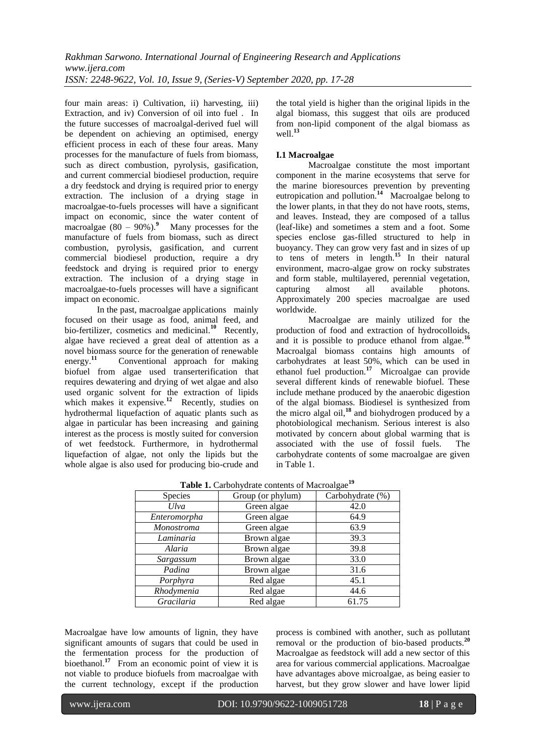four main areas: i) Cultivation, ii) harvesting, iii) Extraction, and iv) Conversion of oil into fuel . In the future successes of macroalgal-derived fuel will be dependent on achieving an optimised, energy efficient process in each of these four areas. Many processes for the manufacture of fuels from biomass, such as direct combustion, pyrolysis, gasification, and current commercial biodiesel production, require a dry feedstock and drying is required prior to energy extraction. The inclusion of a drying stage in macroalgae-to-fuels processes will have a significant impact on economic, since the water content of macroalgae (80 – 90%).[9] Many processes for the manufacture of fuels from biomass, such as direct combustion, pyrolysis, gasification, and current commercial biodiesel production, require a dry feedstock and drying is required prior to energy extraction. The inclusion of a drying stage in macroalgae-to-fuels processes will have a significant impact on economic.

In the past, macroalgae applications mainly focused on their usage as food, animal feed, and bio-fertilizer, cosmetics and medicinal.[10] Recently, algae have recieved a great deal of attention as a novel biomass source for the generation of renewable energy.[11] Conventional approach for making biofuel from algae used transerterification that requires dewatering and drying of wet algae and also used organic solvent for the extraction of lipids which makes it expensive.[12] Recently, studies on hydrothermal liquefaction of aquatic plants such as algae in particular has been increasing and gaining interest as the process is mostly suited for conversion of wet feedstock. Furthermore, in hydrothermal liquefaction of algae, not only the lipids but the whole algae is also used for producing bio-crude and the total yield is higher than the original lipids in the algal biomass, this suggest that oils are produced from non-lipid component of the algal biomass as well.[13]

### I.1 Macroalgae

Macroalgae constitute the most important component in the marine ecosystems that serve for the marine bioresources prevention by preventing eutropication and pollution.[14] Macroalgae belong to the lower plants, in that they do not have roots, stems, and leaves. Instead, they are composed of a tallus (leaf-like) and sometimes a stem and a foot. Some species enclose gas-filled structured to help in buoyancy. They can grow very fast and in sizes of up to tens of meters in length.[15] In their natural environment, macro-algae grow on rocky substrates and form stable, multilayered, perennial vegetation, capturing almost all available photons. Approximately 200 species macroalgae are used worldwide.

Macroalgae are mainly utilized for the production of food and extraction of hydrocolloids, and it is possible to produce ethanol from algae.[16] Macroalgal biomass contains high amounts of carbohydrates at least 50%, which can be used in ethanol fuel production.[17] Microalgae can provide several different kinds of renewable biofuel. These include methane produced by the anaerobic digestion of the algal biomass. Biodiesel is synthesized from the micro algal oil,[18] and biohydrogen produced by a photobiological mechanism. Serious interest is also motivated by concern about global warming that is associated with the use of fossil fuels. The carbohydrate contents of some macroalgae are given in Table 1.

**Table 1.** Carbohydrate contents of Macroalgae[19]

| Species | Group (or phylum) | Carbohydrate (%) |
|---|---|---|
| *Ulva* | Green algae | 42.0 |
| *Enteromorpha* | Green algae | 64.9 |
| *Monostroma* | Green algae | 63.9 |
| *Laminaria* | Brown algae | 39.3 |
| *Alaria* | Brown algae | 39.8 |
| *Sargassum* | Brown algae | 33.0 |
| *Padina* | Brown algae | 31.6 |
| *Porphyra* | Red algae | 45.1 |
| *Rhodymenia* | Red algae | 44.6 |
| *Gracilaria* | Red algae | 61.75 |

Macroalgae have low amounts of lignin, they have significant amounts of sugars that could be used in the fermentation process for the production of bioethanol.[17] From an economic point of view it is not viable to produce biofuels from macroalgae with the current technology, except if the production process is combined with another, such as pollutant removal or the production of bio-based products.[20] Macroalgae as feedstock will add a new sector of this area for various commercial applications. Macroalgae have advantages above microalgae, as being easier to harvest, but they grow slower and have lower lipid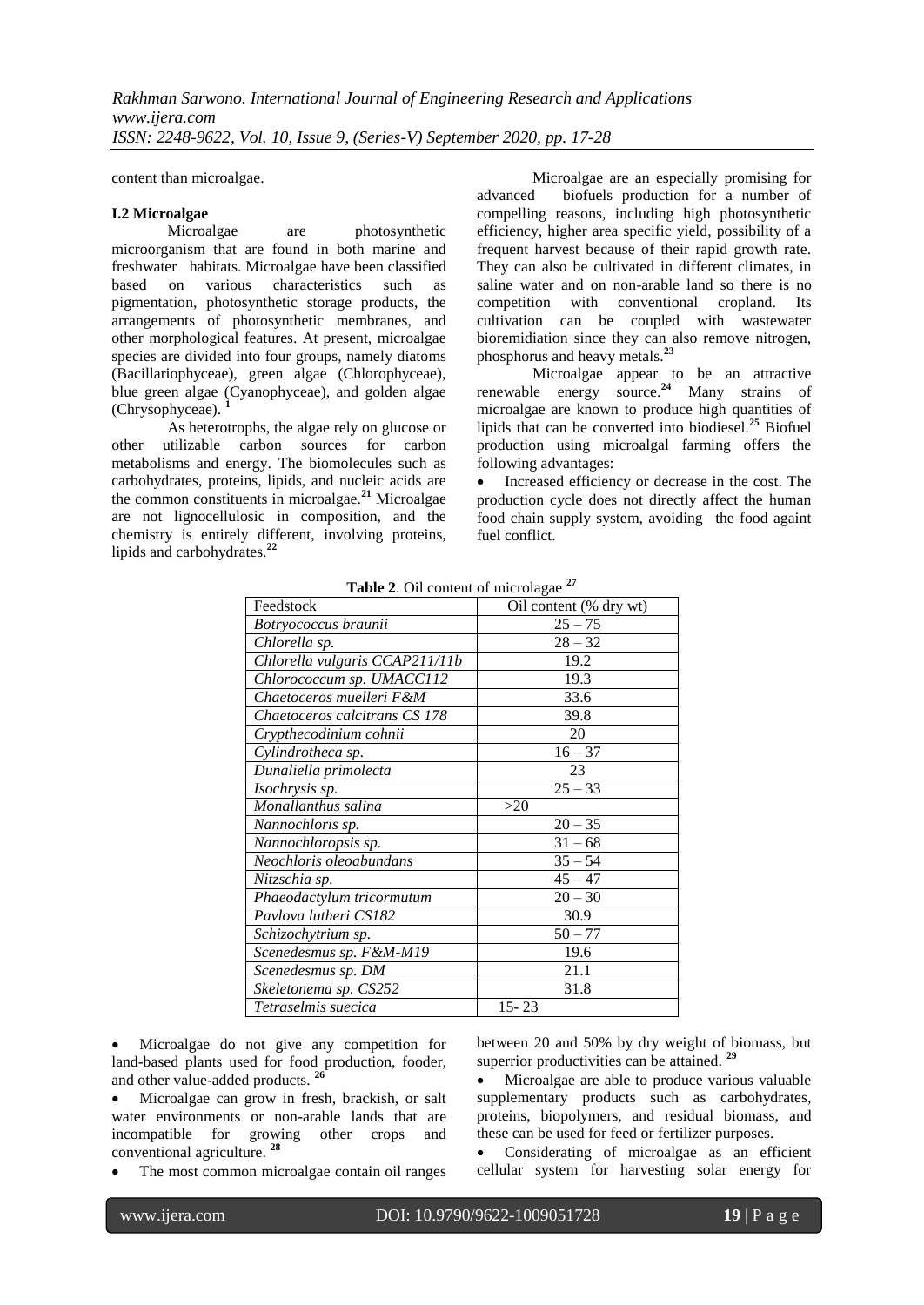content than microalgae.

### I.2 Microalgae

Microalgae are photosynthetic microorganism that are found in both marine and freshwater habitats. Microalgae have been classified based on various characteristics such as pigmentation, photosynthetic storage products, the arrangements of photosynthetic membranes, and other morphological features. At present, microalgae species are divided into four groups, namely diatoms (Bacillariophyceae), green algae (Chlorophyceae), blue green algae (Cyanophyceae), and golden algae (Chrysophyceae). [1]

As heterotrophs, the algae rely on glucose or other utilizable carbon sources for carbon metabolisms and energy. The biomolecules such as carbohydrates, proteins, lipids, and nucleic acids are the common constituents in microalgae.[21] Microalgae are not lignocellulosic in composition, and the chemistry is entirely different, involving proteins, lipids and carbohydrates.[22]

Microalgae are an especially promising for advanced biofuels production for a number of compelling reasons, including high photosynthetic efficiency, higher area specific yield, possibility of a frequent harvest because of their rapid growth rate. They can also be cultivated in different climates, in saline water and on non-arable land so there is no competition with conventional cropland. Its cultivation can be coupled with wastewater bioremidiation since they can also remove nitrogen, phosphorus and heavy metals.[23]

Microalgae appear to be an attractive renewable energy source.[24] Many strains of microalgae are known to produce high quantities of lipids that can be converted into biodiesel.[25] Biofuel production using microalgal farming offers the following advantages:

- Increased efficiency or decrease in the cost. The production cycle does not directly affect the human food chain supply system, avoiding the food againt fuel conflict.

**Table 2**. Oil content of microlagae [27]

| Feedstock | Oil content (% dry wt) |
|---|---|
| *Botryococcus braunii* | 25 – 75 |
| *Chlorella sp.* | 28 – 32 |
| *Chlorella vulgaris CCAP211/11b* | 19.2 |
| *Chlorococcum sp. UMACC112* | 19.3 |
| *Chaetoceros muelleri F&M* | 33.6 |
| *Chaetoceros calcitrans CS 178* | 39.8 |
| *Crypthecodinium cohnii* | 20 |
| *Cylindrotheca sp.* | 16 – 37 |
| *Dunaliella primolecta* | 23 |
| *Isochrysis sp.* | 25 – 33 |
| *Monallanthus salina* | >20 |
| *Nannochloris sp.* | 20 – 35 |
| *Nannochloropsis sp.* | 31 – 68 |
| *Neochloris oleoabundans* | 35 – 54 |
| *Nitzschia sp.* | 45 – 47 |
| *Phaeodactylum tricormutum* | 20 – 30 |
| *Pavlova lutheri CS182* | 30.9 |
| *Schizochytrium sp.* | 50 – 77 |
| *Scenedesmus sp. F&M-M19* | 19.6 |
| *Scenedesmus sp. DM* | 21.1 |
| *Skeletonema sp. CS252* | 31.8 |
| *Tetraselmis suecica* | 15- 23 |

- Microalgae do not give any competition for land-based plants used for food production, fooder, and other value-added products. [26]
- Microalgae can grow in fresh, brackish, or salt water environments or non-arable lands that are incompatible for growing other crops and conventional agriculture. [28]
- The most common microalgae contain oil ranges between 20 and 50% by dry weight of biomass, but superrior productivities can be attained. [29]
- Microalgae are able to produce various valuable supplementary products such as carbohydrates, proteins, biopolymers, and residual biomass, and these can be used for feed or fertilizer purposes.
- Considerating of microalgae as an efficient cellular system for harvesting solar energy for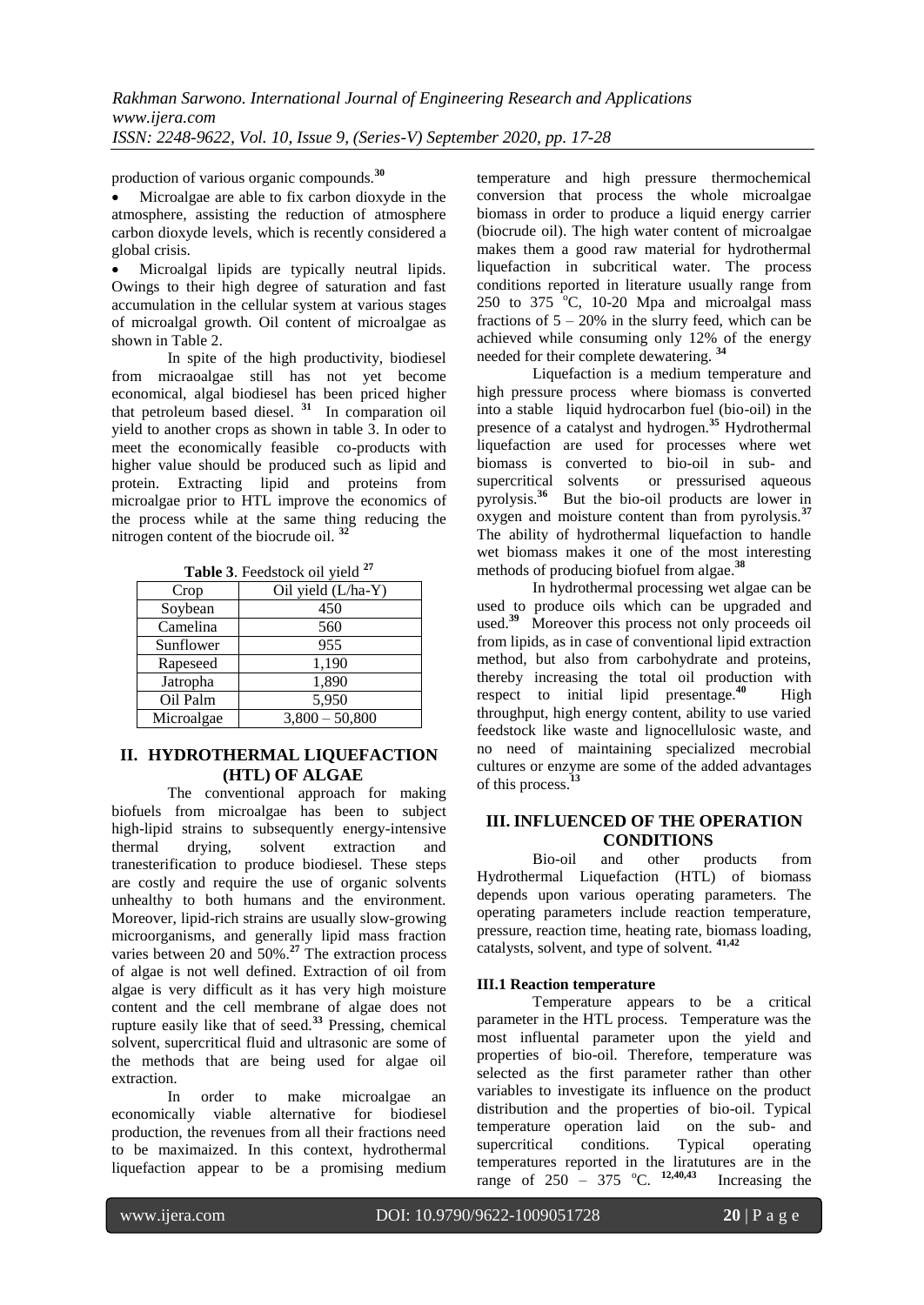production of various organic compounds.[30]

- Microalgae are able to fix carbon dioxyde in the atmosphere, assisting the reduction of atmosphere carbon dioxyde levels, which is recently considered a global crisis.
- Microalgal lipids are typically neutral lipids. Owings to their high degree of saturation and fast accumulation in the cellular system at various stages of microalgal growth. Oil content of microalgae as shown in Table 2.

In spite of the high productivity, biodiesel from micraoalgae still has not yet become economical, algal biodiesel has been priced higher that petroleum based diesel. [31] In comparation oil yield to another crops as shown in table 3. In oder to meet the economically feasible co-products with higher value should be produced such as lipid and protein. Extracting lipid and proteins from microalgae prior to HTL improve the economics of the process while at the same thing reducing the nitrogen content of the biocrude oil. [32]

**Table 3**. Feedstock oil yield [27]

| Crop | Oil yield (L/ha-Y) |
|---|---|
| Soybean | 450 |
| Camelina | 560 |
| Sunflower | 955 |
| Rapeseed | 1,190 |
| Jatropha | 1,890 |
| Oil Palm | 5,950 |
| Microalgae | 3,800 – 50,800 |

## II. HYDROTHERMAL LIQUEFACTION (HTL) OF ALGAE

The conventional approach for making biofuels from microalgae has been to subject high-lipid strains to subsequently energy-intensive thermal drying, solvent extraction and tranesterification to produce biodiesel. These steps are costly and require the use of organic solvents unhealthy to both humans and the environment. Moreover, lipid-rich strains are usually slow-growing microorganisms, and generally lipid mass fraction varies between 20 and 50%.[27] The extraction process of algae is not well defined. Extraction of oil from algae is very difficult as it has very high moisture content and the cell membrane of algae does not rupture easily like that of seed.[33] Pressing, chemical solvent, supercritical fluid and ultrasonic are some of the methods that are being used for algae oil extraction.

In order to make microalgae an economically viable alternative for biodiesel production, the revenues from all their fractions need to be maximaized. In this context, hydrothermal liquefaction appear to be a promising medium temperature and high pressure thermochemical conversion that process the whole microalgae biomass in order to produce a liquid energy carrier (biocrude oil). The high water content of microalgae makes them a good raw material for hydrothermal liquefaction in subcritical water. The process conditions reported in literature usually range from 250 to 375 $^{o}$C, 10-20 Mpa and microalgal mass fractions of 5 – 20% in the slurry feed, which can be achieved while consuming only 12% of the energy needed for their complete dewatering. [34]

Liquefaction is a medium temperature and high pressure process where biomass is converted into a stable liquid hydrocarbon fuel (bio-oil) in the presence of a catalyst and hydrogen.[35] Hydrothermal liquefaction are used for processes where wet biomass is converted to bio-oil in sub- and supercritical solvents or pressurised aqueous pyrolysis.[36] But the bio-oil products are lower in oxygen and moisture content than from pyrolysis.[37] The ability of hydrothermal liquefaction to handle wet biomass makes it one of the most interesting methods of producing biofuel from algae.[38]

In hydrothermal processing wet algae can be used to produce oils which can be upgraded and used.[39] Moreover this process not only proceeds oil from lipids, as in case of conventional lipid extraction method, but also from carbohydrate and proteins, thereby increasing the total oil production with respect to initial lipid presentage.[40] High throughput, high energy content, ability to use varied feedstock like waste and lignocellulosic waste, and no need of maintaining specialized mecrobial cultures or enzyme are some of the added advantages of this process.[13]

## III. INFLUENCED OF THE OPERATION CONDITIONS

Bio-oil and other products from Hydrothermal Liquefaction (HTL) of biomass depends upon various operating parameters. The operating parameters include reaction temperature, pressure, reaction time, heating rate, biomass loading, catalysts, solvent, and type of solvent. [41,42]

### III.1 Reaction temperature

Temperature appears to be a critical parameter in the HTL process. Temperature was the most influental parameter upon the yield and properties of bio-oil. Therefore, temperature was selected as the first parameter rather than other variables to investigate its influence on the product distribution and the properties of bio-oil. Typical temperature operation laid on the sub- and supercritical conditions. Typical operating temperatures reported in the liratutures are in the range of 250 – 375 $^{o}$C. [12,40,43] Increasing the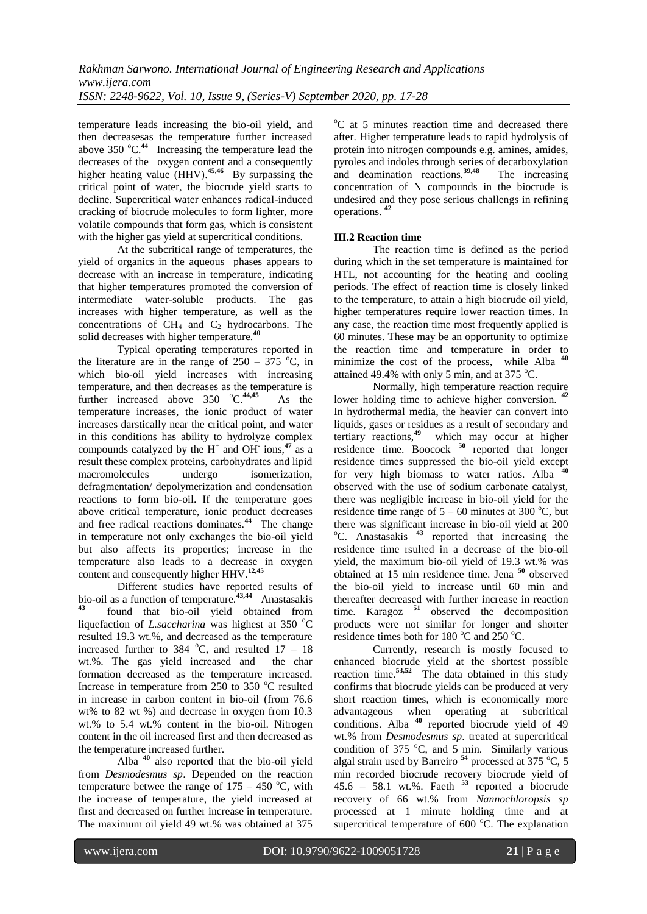temperature leads increasing the bio-oil yield, and then decreasesas the temperature further increased above 350 °C.[44] Increasing the temperature lead the decreases of the oxygen content and a consequently higher heating value (HHV).[45,46] By surpassing the critical point of water, the biocrude yield starts to decline. Supercritical water enhances radical-induced cracking of biocrude molecules to form lighter, more volatile compounds that form gas, which is consistent with the higher gas yield at supercritical conditions.

At the subcritical range of temperatures, the yield of organics in the aqueous phases appears to decrease with an increase in temperature, indicating that higher temperatures promoted the conversion of intermediate water-soluble products. The gas increases with higher temperature, as well as the concentrations of $CH_4$ and $C_2$ hydrocarbons. The solid decreases with higher temperature.[40]

Typical operating temperatures reported in the literature are in the range of 250 – 375 °C, in which bio-oil yield increases with increasing temperature, and then decreases as the temperature is further increased above 350 °C.[44,45] As the temperature increases, the ionic product of water increases darstically near the critical point, and water in this conditions has ability to hydrolyze complex compounds catalyzed by the $H^+$ and $OH^-$ ions,[47] as a result these complex proteins, carbohydrates and lipid macromolecules undergo isomerization, defragmentation/ depolymerization and condensation reactions to form bio-oil. If the temperature goes above critical temperature, ionic product decreases and free radical reactions dominates.[44] The change in temperature not only exchanges the bio-oil yield but also affects its properties; increase in the temperature also leads to a decrease in oxygen content and consequently higher HHV.[12,45]

Different studies have reported results of bio-oil as a function of temperature.[43,44] Anastasakis [43] found that bio-oil yield obtained from liquefaction of *L.saccharina* was highest at 350 °C resulted 19.3 wt.%, and decreased as the temperature increased further to 384 °C, and resulted 17 – 18 wt.%. The gas yield increased and the char formation decreased as the temperature increased. Increase in temperature from 250 to 350 °C resulted in increase in carbon content in bio-oil (from 76.6 wt% to 82 wt %) and decrease in oxygen from 10.3 wt.% to 5.4 wt.% content in the bio-oil. Nitrogen content in the oil increased first and then decreased as the temperature increased further.

Alba [40] also reported that the bio-oil yield from *Desmodesmus sp*. Depended on the reaction temperature betwee the range of 175 – 450 °C, with the increase of temperature, the yield increased at first and decreased on further increase in temperature. The maximum oil yield 49 wt.% was obtained at 375 °C at 5 minutes reaction time and decreased there after. Higher temperature leads to rapid hydrolysis of protein into nitrogen compounds e.g. amines, amides, pyroles and indoles through series of decarboxylation and deamination reactions.[39,48] The increasing concentration of N compounds in the biocrude is undesired and they pose serious challengs in refining operations.[42]

### III.2 Reaction time

The reaction time is defined as the period during which in the set temperature is maintained for HTL, not accounting for the heating and cooling periods. The effect of reaction time is closely linked to the temperature, to attain a high biocrude oil yield, higher temperatures require lower reaction times. In any case, the reaction time most frequently applied is 60 minutes. These may be an opportunity to optimize the reaction time and temperature in order to minimize the cost of the process, while Alba [40] attained 49.4% with only 5 min, and at 375 °C.

Normally, high temperature reaction require lower holding time to achieve higher conversion.[42] In hydrothermal media, the heavier can convert into liquids, gases or residues as a result of secondary and tertiary reactions,[49] which may occur at higher residence time. Boocock [50] reported that longer residence times suppressed the bio-oil yield except for very high biomass to water ratios. Alba [40] observed with the use of sodium carbonate catalyst, there was negligible increase in bio-oil yield for the residence time range of 5 – 60 minutes at 300 °C, but there was significant increase in bio-oil yield at 200 °C. Anastasakis [43] reported that increasing the residence time rsulted in a decrease of the bio-oil yield, the maximum bio-oil yield of 19.3 wt.% was obtained at 15 min residence time. Jena [50] observed the bio-oil yield to increase until 60 min and thereafter decreased with further increase in reaction time. Karagoz [51] observed the decomposition products were not similar for longer and shorter residence times both for 180 °C and 250 °C.

Currently, research is mostly focused to enhanced biocrude yield at the shortest possible reaction time.[53,52] The data obtained in this study confirms that biocrude yields can be produced at very short reaction times, which is economically more advantageous when operating at subcritical conditions. Alba [40] reported biocrude yield of 49 wt.% from *Desmodesmus sp*. treated at supercritical condition of 375 °C, and 5 min. Similarly various algal strain used by Barreiro [54] processed at 375 °C, 5 min recorded biocrude recovery biocrude yield of 45.6 – 58.1 wt.%. Faeth [53] reported a biocrude recovery of 66 wt.% from *Nannochloropsis sp* processed at 1 minute holding time and at supercritical temperature of 600 °C. The explanation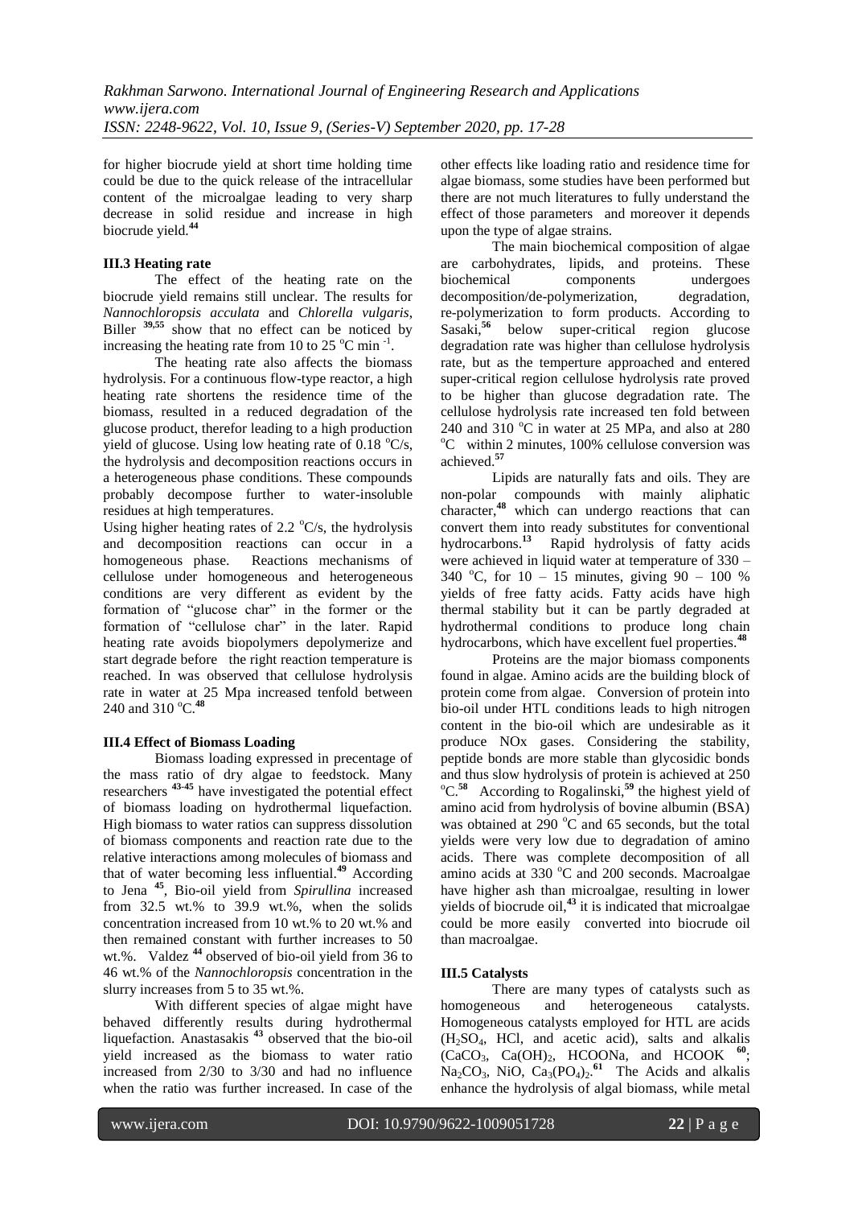for higher biocrude yield at short time holding time could be due to the quick release of the intracellular content of the microalgae leading to very sharp decrease in solid residue and increase in high biocrude yield.[44]

### III.3 Heating rate

The effect of the heating rate on the biocrude yield remains still unclear. The results for *Nannochloropsis acculata* and *Chlorella vulgaris*, Biller [39,55] show that no effect can be noticed by increasing the heating rate from 10 to 25 $^{o}$C min $^{-1}$.

The heating rate also affects the biomass hydrolysis. For a continuous flow-type reactor, a high heating rate shortens the residence time of the biomass, resulted in a reduced degradation of the glucose product, therefor leading to a high production yield of glucose. Using low heating rate of 0.18 $^{o}$C/s, the hydrolysis and decomposition reactions occurs in a heterogeneous phase conditions. These compounds probably decompose further to water-insoluble residues at high temperatures.

Using higher heating rates of 2.2 $^{o}$C/s, the hydrolysis and decomposition reactions can occur in a homogeneous phase. Reactions mechanisms of cellulose under homogeneous and heterogeneous conditions are very different as evident by the formation of "glucose char" in the former or the formation of "cellulose char" in the later. Rapid heating rate avoids biopolymers depolymerize and start degrade before the right reaction temperature is reached. In was observed that cellulose hydrolysis rate in water at 25 Mpa increased tenfold between 240 and 310 $^{o}$C.[48]

### III.4 Effect of Biomass Loading

Biomass loading expressed in precentage of the mass ratio of dry algae to feedstock. Many researchers [43-45] have investigated the potential effect of biomass loading on hydrothermal liquefaction. High biomass to water ratios can suppress dissolution of biomass components and reaction rate due to the relative interactions among molecules of biomass and that of water becoming less influential.[49] According to Jena [45], Bio-oil yield from *Spirullina* increased from 32.5 wt.% to 39.9 wt.%, when the solids concentration increased from 10 wt.% to 20 wt.% and then remained constant with further increases to 50 wt.%. Valdez [44] observed of bio-oil yield from 36 to 46 wt.% of the *Nannochloropsis* concentration in the slurry increases from 5 to 35 wt.%.

With different species of algae might have behaved differently results during hydrothermal liquefaction. Anastasakis [43] observed that the bio-oil yield increased as the biomass to water ratio increased from 2/30 to 3/30 and had no influence when the ratio was further increased. In case of the other effects like loading ratio and residence time for algae biomass, some studies have been performed but there are not much literatures to fully understand the effect of those parameters and moreover it depends upon the type of algae strains.

The main biochemical composition of algae are carbohydrates, lipids, and proteins. These biochemical components undergoes decomposition/de-polymerization, degradation, re-polymerization to form products. According to Sasaki,[56] below super-critical region glucose degradation rate was higher than cellulose hydrolysis rate, but as the temperture approached and entered super-critical region cellulose hydrolysis rate proved to be higher than glucose degradation rate. The cellulose hydrolysis rate increased ten fold between 240 and 310 $^{o}$C in water at 25 MPa, and also at 280 $^{o}$C within 2 minutes, 100% cellulose conversion was achieved.[57]

Lipids are naturally fats and oils. They are non-polar compounds with mainly aliphatic character,[48] which can undergo reactions that can convert them into ready substitutes for conventional hydrocarbons.[13] Rapid hydrolysis of fatty acids were achieved in liquid water at temperature of 330 – 340 $^{o}$C, for 10 – 15 minutes, giving 90 – 100 % yields of free fatty acids. Fatty acids have high thermal stability but it can be partly degraded at hydrothermal conditions to produce long chain hydrocarbons, which have excellent fuel properties.[48]

Proteins are the major biomass components found in algae. Amino acids are the building block of protein come from algae. Conversion of protein into bio-oil under HTL conditions leads to high nitrogen content in the bio-oil which are undesirable as it produce NOx gases. Considering the stability, peptide bonds are more stable than glycosidic bonds and thus slow hydrolysis of protein is achieved at 250 $^{o}$C.[58] According to Rogalinski,[59] the highest yield of amino acid from hydrolysis of bovine albumin (BSA) was obtained at 290 $^{o}$C and 65 seconds, but the total yields were very low due to degradation of amino acids. There was complete decomposition of all amino acids at 330 $^{o}$C and 200 seconds. Macroalgae have higher ash than microalgae, resulting in lower yields of biocrude oil,[43] it is indicated that microalgae could be more easily converted into biocrude oil than macroalgae.

### III.5 Catalysts

There are many types of catalysts such as homogeneous and heterogeneous catalysts. Homogeneous catalysts employed for HTL are acids ($H_2SO_4$, HCl, and acetic acid), salts and alkalis ($CaCO_3$, $Ca(OH)_2$, HCOONa, and HCOOK [60]; $Na_2CO_3$, NiO, $Ca_3(PO_4)_2$.[61] The Acids and alkalis enhance the hydrolysis of algal biomass, while metal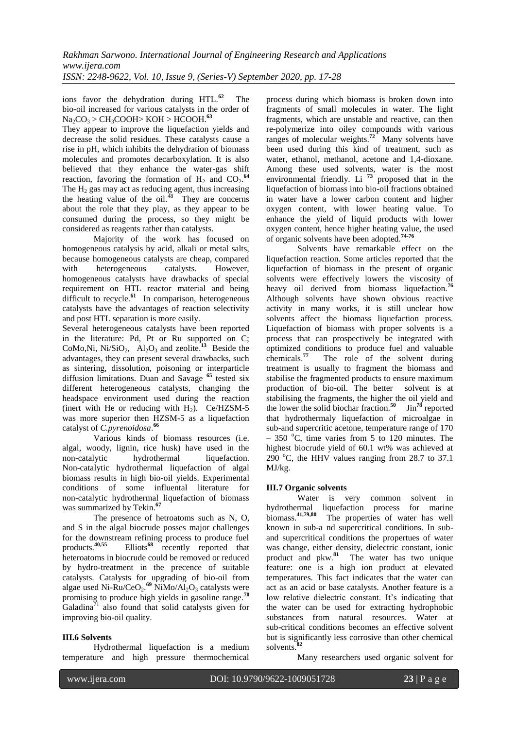ions favor the dehydration during HTL.[62] The bio-oil increased for various catalysts in the order of $Na_2CO_3$ > $CH_3COOH$> KOH > HCOOH.[63]

They appear to improve the liquefaction yields and decrease the solid residues. These catalysts cause a rise in pH, which inhibits the dehydration of biomass molecules and promotes decarboxylation. It is also believed that they enhance the water-gas shift reaction, favoring the formation of $H_2$ and $CO_2$.[64] The $H_2$ gas may act as reducing agent, thus increasing the heating value of the oil.[48] They are concerns about the role that they play, as they appear to be consumed during the process, so they might be considered as reagents rather than catalysts.

Majority of the work has focused on homogeneous catalysis by acid, alkali or metal salts, because homogeneous catalysts are cheap, compared with heterogeneous catalysts. However, homogeneous catalysts have drawbacks of special requirement on HTL reactor material and being difficult to recycle.[61] In comparison, heterogeneous catalysts have the advantages of reaction selectivity and post HTL separation is more easily.

Several heterogeneous catalysts have been reported in the literature: Pd, Pt or Ru supported on C; CoMo,Ni, Ni/$SiO_2$, $Al_2O_3$ and zeolite.[13] Beside the advantages, they can present several drawbacks, such as sintering, dissolution, poisoning or interparticle diffusion limitations. Duan and Savage [65] tested six different heterogeneous catalysts, changing the headspace environment used during the reaction (inert with He or reducing with $H_2$). Ce/HZSM-5 was more superior then HZSM-5 as a liquefaction catalyst of *C.pyrenoidosa*.[66]

Various kinds of biomass resources (i.e. algal, woody, lignin, rice husk) have used in the non-catalytic hydrothermal liquefaction. Non-catalytic hydrothermal liquefaction of algal biomass results in high bio-oil yields. Experimental conditions of some influental literature for non-catalytic hydrothermal liquefaction of biomass was summarized by Tekin.[67]

The presence of hetroatoms such as N, O, and S in the algal biocrude posses major challenges for the downstream refining process to produce fuel products.[40,55] Elliots[68] recently reported that heteroatoms in biocrude could be removed or reduced by hydro-treatment in the precence of suitable catalysts. Catalysts for upgrading of bio-oil from algae used Ni-Ru/$CeO_2$.[69] NiMo/$Al_2O_3$ catalysts were promising to produce high yields in gasoline range.[70] Galadina[71] also found that solid catalysts given for improving bio-oil quality.

### III.6 Solvents

Hydrothermal liquefaction is a medium temperature and high pressure thermochemical process during which biomass is broken down into fragments of small molecules in water. The light fragments, which are unstable and reactive, can then re-polymerize into oiley compounds with various ranges of molecular weights.[72] Many solvents have been used during this kind of treatment, such as water, ethanol, methanol, acetone and 1,4-dioxane. Among these used solvents, water is the most environmental friendly. Li [73] proposed that in the liquefaction of biomass into bio-oil fractions obtained in water have a lower carbon content and higher oxygen content, with lower heating value. To enhance the yield of liquid products with lower oxygen content, hence higher heating value, the used of organic solvents have been adopted.[74-76]

Solvents have remarkable effect on the liquefaction reaction. Some articles reported that the liquefaction of biomass in the present of organic solvents were effectively lowers the viscosity of heavy oil derived from biomass liquefaction.[76] Although solvents have shown obvious reactive activity in many works, it is still unclear how solvents affect the biomass liquefaction process. Liquefaction of biomass with proper solvents is a process that can prospectively be integrated with optimized conditions to produce fuel and valuable chemicals.[77] The role of the solvent during treatment is usually to fragment the biomass and stabilise the fragmented products to ensure maximum production of bio-oil. The better solvent is at stabilising the fragments, the higher the oil yield and the lower the solid biochar fraction.[50] Jin[78] reported that hydrothermaly liquefaction of microalgae in sub-and supercritic acetone, temperature range of 170 – 350 $^{o}$C, time varies from 5 to 120 minutes. The highest biocrude yield of 60.1 wt% was achieved at 290 $^{o}$C, the HHV values ranging from 28.7 to 37.1 MJ/kg.

### III.7 Organic solvents

Water is very common solvent in hydrothermal liquefaction process for marine biomass.[41,79,80] The properties of water has well known in sub-a nd supercritical conditions. In sub-and supercritical conditions the propertues of water was change, either density, dielectric constant, ionic product and pkw.[81] The water has two unique feature: one is a high ion product at elevated temperatures. This fact indicates that the water can act as an acid or base catalysts. Another feature is a low relative dielectric constant. It's indicating that the water can be used for extracting hydrophobic substances from natural resources. Water at sub-critical conditions becomes an effective solvent but is significantly less corrosive than other chemical solvents.[82]

Many researchers used organic solvent for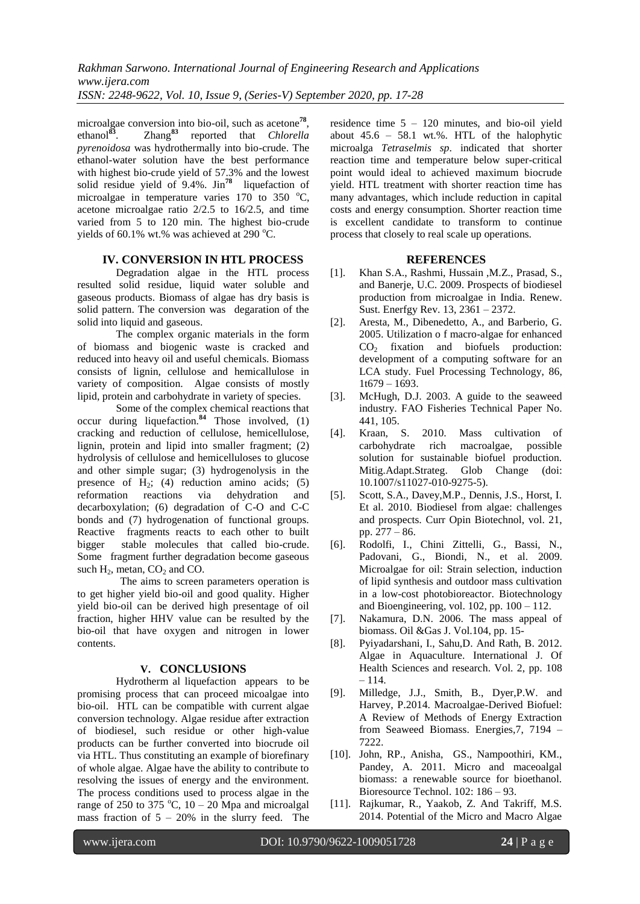microalgae conversion into bio-oil, such as acetone[78], ethanol[83]. Zhang[83] reported that *Chlorella pyrenoidosa* was hydrothermally into bio-crude. The ethanol-water solution have the best performance with highest bio-crude yield of 57.3% and the lowest solid residue yield of 9.4%. Jin[78] liquefaction of microalgae in temperature varies 170 to 350 °C, acetone microalgae ratio 2/2.5 to 16/2.5, and time varied from 5 to 120 min. The highest bio-crude yields of 60.1% wt.% was achieved at 290 °C.

## IV. CONVERSION IN HTL PROCESS

Degradation algae in the HTL process resulted solid residue, liquid water soluble and gaseous products. Biomass of algae has dry basis is solid pattern. The conversion was degaration of the solid into liquid and gaseous.

The complex organic materials in the form of biomass and biogenic waste is cracked and reduced into heavy oil and useful chemicals. Biomass consists of lignin, cellulose and hemicallulose in variety of composition. Algae consists of mostly lipid, protein and carbohydrate in variety of species.

Some of the complex chemical reactions that occur during liquefaction.[84] Those involved, (1) cracking and reduction of cellulose, hemicellulose, lignin, protein and lipid into smaller fragment; (2) hydrolysis of cellulose and hemicelluloses to glucose and other simple sugar; (3) hydrogenolysis in the presence of $H_2$; (4) reduction amino acids; (5) reformation reactions via dehydration and decarboxylation; (6) degradation of C-O and C-C bonds and (7) hydrogenation of functional groups. Reactive fragments reacts to each other to built bigger stable molecules that called bio-crude. Some fragment further degradation become gaseous such $H_2$, metan, $CO_2$ and CO.

The aims to screen parameters operation is to get higher yield bio-oil and good quality. Higher yield bio-oil can be derived high presentage of oil fraction, higher HHV value can be resulted by the bio-oil that have oxygen and nitrogen in lower contents.

## V. CONCLUSIONS

Hydrotherm al liquefaction appears to be promising process that can proceed micoalgae into bio-oil. HTL can be compatible with current algae conversion technology. Algae residue after extraction of biodiesel, such residue or other high-value products can be further converted into biocrude oil via HTL. Thus constituting an example of biorefinary of whole algae. Algae have the ability to contribute to resolving the issues of energy and the environment. The process conditions used to process algae in the range of 250 to 375 °C, 10 – 20 Mpa and microalgal mass fraction of 5 – 20% in the slurry feed. The residence time 5 – 120 minutes, and bio-oil yield about 45.6 – 58.1 wt.%. HTL of the halophytic microalga *Tetraselmis sp*. indicated that shorter reaction time and temperature below super-critical point would ideal to achieved maximum biocrude yield. HTL treatment with shorter reaction time has many advantages, which include reduction in capital costs and energy consumption. Shorter reaction time is excellent candidate to transform to continue process that closely to real scale up operations.

## REFERENCES

[1]. Khan S.A., Rashmi, Hussain ,M.Z., Prasad, S., and Banerje, U.C. 2009. Prospects of biodiesel production from microalgae in India. Renew. Sust. Enerfgy Rev. 13, 2361 – 2372.

[2]. Aresta, M., Dibenedetto, A., and Barberio, G. 2005. Utilization o f macro-algae for enhanced $CO_2$ fixation and biofuels production: development of a computing software for an LCA study. Fuel Processing Technology, 86, 1t679 – 1693.

[3]. McHugh, D.J. 2003. A guide to the seaweed industry. FAO Fisheries Technical Paper No. 441, 105.

[4]. Kraan, S. 2010. Mass cultivation of carbohydrate rich macroalgae, possible solution for sustainable biofuel production. Mitig.Adapt.Strateg. Glob Change (doi: 10.1007/s11027-010-9275-5).

[5]. Scott, S.A., Davey,M.P., Dennis, J.S., Horst, I. Et al. 2010. Biodiesel from algae: challenges and prospects. Curr Opin Biotechnol, vol. 21, pp. 277 – 86.

[6]. Rodolfi, I., Chini Zittelli, G., Bassi, N., Padovani, G., Biondi, N., et al. 2009. Microalgae for oil: Strain selection, induction of lipid synthesis and outdoor mass cultivation in a low-cost photobioreactor. Biotechnology and Bioengineering, vol. 102, pp. 100 – 112.

[7]. Nakamura, D.N. 2006. The mass appeal of biomass. Oil &Gas J. Vol.104, pp. 15-

[8]. Pyiyadarshani, I., Sahu,D. And Rath, B. 2012. Algae in Aquaculture. International J. Of Health Sciences and research. Vol. 2, pp. 108 – 114.

[9]. Milledge, J.J., Smith, B., Dyer,P.W. and Harvey, P.2014. Macroalgae-Derived Biofuel: A Review of Methods of Energy Extraction from Seaweed Biomass. Energies,7, 7194 – 7222.

[10]. John, RP., Anisha, GS., Nampoothiri, KM., Pandey, A. 2011. Micro and maceoalgal biomass: a renewable source for bioethanol. Bioresource Technol. 102: 186 – 93.

[11]. Rajkumar, R., Yaakob, Z. And Takriff, M.S. 2014. Potential of the Micro and Macro Algae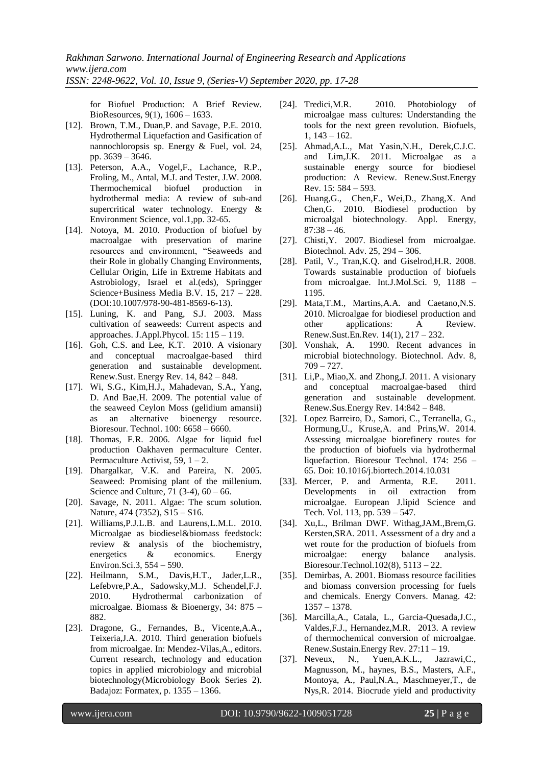for Biofuel Production: A Brief Review. BioResources, 9(1), 1606 – 1633.

- [12]. Brown, T.M., Duan,P. and Savage, P.E. 2010. Hydrothermal Liquefaction and Gasification of nannochloropsis sp. Energy & Fuel, vol. 24, pp. 3639 – 3646.
- [13]. Peterson, A.A., Vogel,F., Lachance, R.P., Froling, M., Antal, M.J. and Tester, J.W. 2008. Thermochemical biofuel production in hydrothermal media: A review of sub-and supercritical water technology. Energy & Environment Science, vol.1,pp. 32-65.
- [14]. Notoya, M. 2010. Production of biofuel by macroalgae with preservation of marine resources and environment, "Seaweeds and their Role in globally Changing Environments, Cellular Origin, Life in Extreme Habitats and Astrobiology, Israel et al.(eds), Springger Science+Business Media B.V. 15, 217 – 228. (DOI:10.1007/978-90-481-8569-6-13).
- [15]. Luning, K. and Pang, S.J. 2003. Mass cultivation of seaweeds: Current aspects and approaches. J.Appl.Phycol. 15: 115 – 119.
- [16]. Goh, C.S. and Lee, K.T. 2010. A visionary and conceptual macroalgae-based third generation and sustainable development. Renew.Sust. Energy Rev. 14, 842 – 848.
- [17]. Wi, S.G., Kim,H.J., Mahadevan, S.A., Yang, D. And Bae,H. 2009. The potential value of the seaweed Ceylon Moss (gelidium amansii) as an alternative bioenergy resource. Bioresour. Technol. 100: 6658 – 6660.
- [18]. Thomas, F.R. 2006. Algae for liquid fuel production Oakhaven permaculture Center. Permaculture Activist, 59, 1 – 2.
- [19]. Dhargalkar, V.K. and Pareira, N. 2005. Seaweed: Promising plant of the millenium. Science and Culture, 71 (3-4), 60 – 66.
- [20]. Savage, N. 2011. Algae: The scum solution. Nature, 474 (7352), S15 – S16.
- [21]. Williams,P.J.L.B. and Laurens,L.M.L. 2010. Microalgae as biodiesel&biomass feedstock: review & analysis of the biochemistry, energetics & economics. Energy Environ.Sci.3, 554 – 590.
- [22]. Heilmann, S.M., Davis,H.T., Jader,L.R., Lefebvre,P.A., Sadowsky,M.J. Schendel,F.J. 2010. Hydrothermal carbonization of microalgae. Biomass & Bioenergy, 34: 875 – 882.
- [23]. Dragone, G., Fernandes, B., Vicente,A.A., Teixeria,J.A. 2010. Third generation biofuels from microalgae. In: Mendez-Vilas,A., editors. Current research, technology and education topics in applied microbiology and microbial biotechnology(Microbiology Book Series 2). Badajoz: Formatex, p. 1355 – 1366.
- [24]. Tredici,M.R. 2010. Photobiology of microalgae mass cultures: Understanding the tools for the next green revolution. Biofuels, 1, 143 – 162.
- [25]. Ahmad,A.L., Mat Yasin,N.H., Derek,C.J.C. and Lim,J.K. 2011. Microalgae as a sustainable energy source for biodiesel production: A Review. Renew.Sust.Energy Rev. 15: 584 – 593.
- [26]. Huang,G., Chen,F., Wei,D., Zhang,X. And Chen,G. 2010. Biodiesel production by microalgal biotechnology. Appl. Energy, 87:38 – 46.
- [27]. Chisti,Y. 2007. Biodiesel from microalgae. Biotechnol. Adv. 25, 294 – 306.
- [28]. Patil, V., Tran,K.Q. and Giselrod,H.R. 2008. Towards sustainable production of biofuels from microalgae. Int.J.Mol.Sci. 9, 1188 – 1195.
- [29]. Mata,T.M., Martins,A.A. and Caetano,N.S. 2010. Microalgae for biodiesel production and other applications: A Review. Renew.Sust.En.Rev. 14(1), 217 – 232.
- [30]. Vonshak, A. 1990. Recent advances in microbial biotechnology. Biotechnol. Adv. 8, 709 – 727.
- [31]. Li,P., Miao,X. and Zhong,J. 2011. A visionary and conceptual macroalgae-based third generation and sustainable development. Renew.Sus.Energy Rev. 14:842 – 848.
- [32]. Lopez Barreiro, D., Samori, C., Terranella, G., Hormung,U., Kruse,A. and Prins,W. 2014. Assessing microalgae biorefinery routes for the production of biofuels via hydrothermal liquefaction. Bioresour Technol. 174: 256 – 65. Doi: 10.1016/j.biortech.2014.10.031
- [33]. Mercer, P. and Armenta, R.E. 2011. Developments in oil extraction from microalgae. European J.lipid Science and Tech. Vol. 113, pp. 539 – 547.
- [34]. Xu,L., Brilman DWF. Withag,JAM.,Brem,G. Kersten,SRA. 2011. Assessment of a dry and a wet route for the production of biofuels from microalgae: energy balance analysis. Bioresour.Technol.102(8), 5113 – 22.
- [35]. Demirbas, A. 2001. Biomass resource facilities and biomass conversion processing for fuels and chemicals. Energy Convers. Manag. 42: 1357 – 1378.
- [36]. Marcilla,A., Catala, L., Garcia-Quesada,J.C., Valdes,F.J., Hernandez,M.R. 2013. A review of thermochemical conversion of microalgae. Renew.Sustain.Energy Rev. 27:11 – 19.
- [37]. Neveux, N., Yuen,A.K.L., Jazrawi,C., Magnusson, M., haynes, B.S., Masters, A.F., Montoya, A., Paul,N.A., Maschmeyer,T., de Nys,R. 2014. Biocrude yield and productivity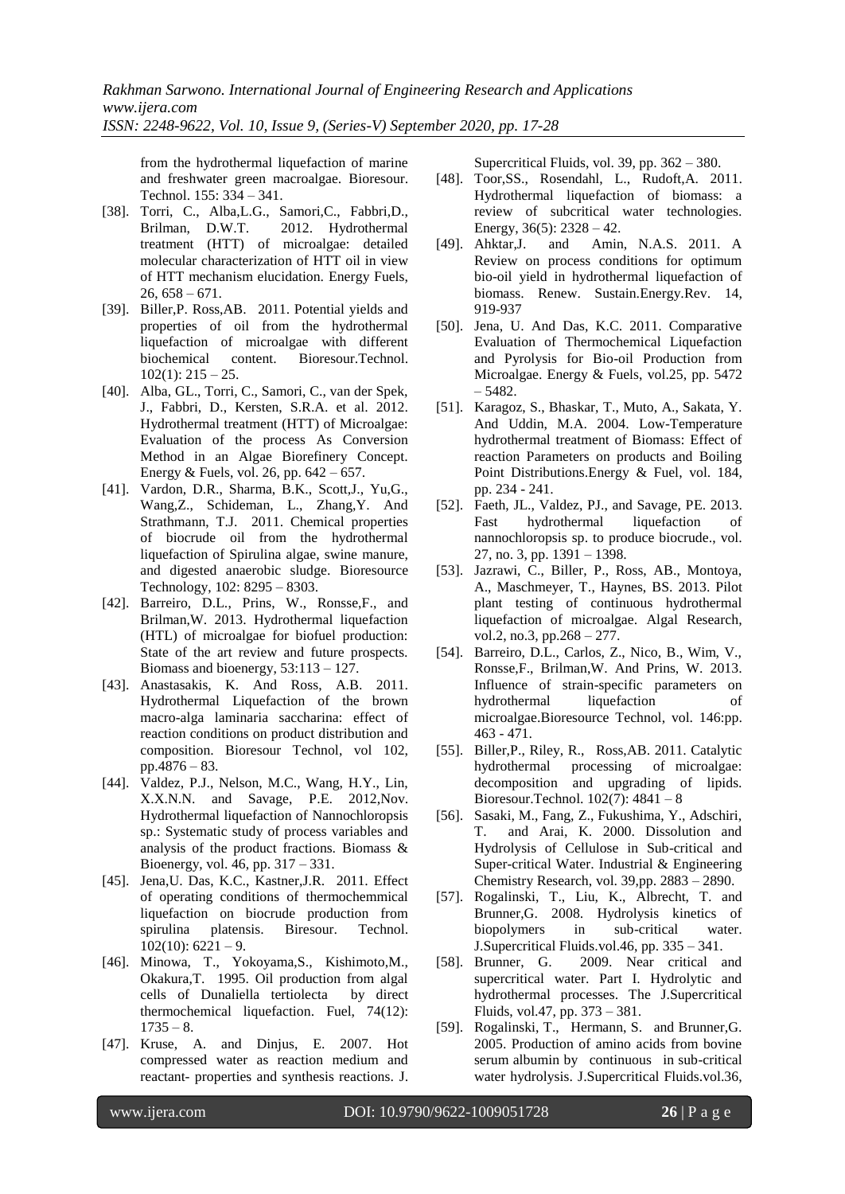from the hydrothermal liquefaction of marine and freshwater green macroalgae. Bioresour. Technol. 155: 334 – 341.

[38]. Torri, C., Alba,L.G., Samori,C., Fabbri,D., Brilman, D.W.T. 2012. Hydrothermal treatment (HTT) of microalgae: detailed molecular characterization of HTT oil in view of HTT mechanism elucidation. Energy Fuels, 26, 658 – 671.

[39]. Biller,P. Ross,AB. 2011. Potential yields and properties of oil from the hydrothermal liquefaction of microalgae with different biochemical content. Bioresour.Technol. 102(1): 215 – 25.

[40]. Alba, GL., Torri, C., Samori, C., van der Spek, J., Fabbri, D., Kersten, S.R.A. et al. 2012. Hydrothermal treatment (HTT) of Microalgae: Evaluation of the process As Conversion Method in an Algae Biorefinery Concept. Energy & Fuels, vol. 26, pp. 642 – 657.

[41]. Vardon, D.R., Sharma, B.K., Scott,J., Yu,G., Wang,Z., Schideman, L., Zhang,Y. And Strathmann, T.J. 2011. Chemical properties of biocrude oil from the hydrothermal liquefaction of Spirulina algae, swine manure, and digested anaerobic sludge. Bioresource Technology, 102: 8295 – 8303.

[42]. Barreiro, D.L., Prins, W., Ronsse,F., and Brilman,W. 2013. Hydrothermal liquefaction (HTL) of microalgae for biofuel production: State of the art review and future prospects. Biomass and bioenergy, 53:113 – 127.

[43]. Anastasakis, K. And Ross, A.B. 2011. Hydrothermal Liquefaction of the brown macro-alga laminaria saccharina: effect of reaction conditions on product distribution and composition. Bioresour Technol, vol 102, pp.4876 – 83.

[44]. Valdez, P.J., Nelson, M.C., Wang, H.Y., Lin, X.X.N.N. and Savage, P.E. 2012,Nov. Hydrothermal liquefaction of Nannochloropsis sp.: Systematic study of process variables and analysis of the product fractions. Biomass & Bioenergy, vol. 46, pp. 317 – 331.

[45]. Jena,U. Das, K.C., Kastner,J.R. 2011. Effect of operating conditions of thermochemmical liquefaction on biocrude production from spirulina platensis. Biresour. Technol. 102(10): 6221 – 9.

[46]. Minowa, T., Yokoyama,S., Kishimoto,M., Okakura,T. 1995. Oil production from algal cells of Dunaliella tertiolecta by direct thermochemical liquefaction. Fuel, 74(12): 1735 – 8.

[47]. Kruse, A. and Dinjus, E. 2007. Hot compressed water as reaction medium and reactant- properties and synthesis reactions. J. Supercritical Fluids, vol. 39, pp. 362 – 380.

[48]. Toor,SS., Rosendahl, L., Rudoft,A. 2011. Hydrothermal liquefaction of biomass: a review of subcritical water technologies. Energy, 36(5): 2328 – 42.

[49]. Ahktar,J. and Amin, N.A.S. 2011. A Review on process conditions for optimum bio-oil yield in hydrothermal liquefaction of biomass. Renew. Sustain.Energy.Rev. 14, 919-937

[50]. Jena, U. And Das, K.C. 2011. Comparative Evaluation of Thermochemical Liquefaction and Pyrolysis for Bio-oil Production from Microalgae. Energy & Fuels, vol.25, pp. 5472 – 5482.

[51]. Karagoz, S., Bhaskar, T., Muto, A., Sakata, Y. And Uddin, M.A. 2004. Low-Temperature hydrothermal treatment of Biomass: Effect of reaction Parameters on products and Boiling Point Distributions.Energy & Fuel, vol. 184, pp. 234 - 241.

[52]. Faeth, JL., Valdez, PJ., and Savage, PE. 2013. Fast hydrothermal liquefaction of nannochloropsis sp. to produce biocrude., vol. 27, no. 3, pp. 1391 – 1398.

[53]. Jazrawi, C., Biller, P., Ross, AB., Montoya, A., Maschmeyer, T., Haynes, BS. 2013. Pilot plant testing of continuous hydrothermal liquefaction of microalgae. Algal Research, vol.2, no.3, pp.268 – 277.

[54]. Barreiro, D.L., Carlos, Z., Nico, B., Wim, V., Ronsse,F., Brilman,W. And Prins, W. 2013. Influence of strain-specific parameters on hydrothermal liquefaction of microalgae.Bioresource Technol, vol. 146:pp. 463 - 471.

[55]. Biller,P., Riley, R., Ross,AB. 2011. Catalytic hydrothermal processing of microalgae: decomposition and upgrading of lipids. Bioresour.Technol. 102(7): 4841 – 8

[56]. Sasaki, M., Fang, Z., Fukushima, Y., Adschiri, T. and Arai, K. 2000. Dissolution and Hydrolysis of Cellulose in Sub-critical and Super-critical Water. Industrial & Engineering Chemistry Research, vol. 39,pp. 2883 – 2890.

[57]. Rogalinski, T., Liu, K., Albrecht, T. and Brunner,G. 2008. Hydrolysis kinetics of biopolymers in sub-critical water. J.Supercritical Fluids.vol.46, pp. 335 – 341.

[58]. Brunner, G. 2009. Near critical and supercritical water. Part I. Hydrolytic and hydrothermal processes. The J.Supercritical Fluids, vol.47, pp. 373 – 381.

[59]. Rogalinski, T., Hermann, S. and Brunner,G. 2005. Production of amino acids from bovine serum albumin by continuous in sub-critical water hydrolysis. J.Supercritical Fluids.vol.36,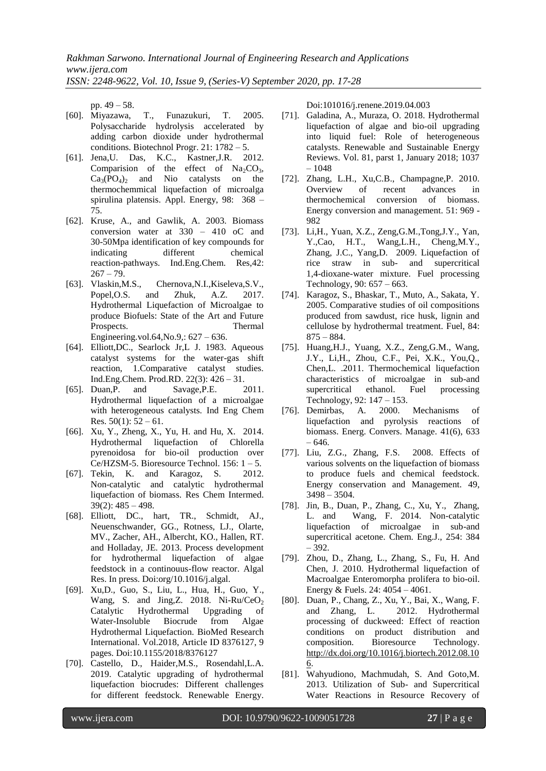pp. 49 – 58.

[60]. Miyazawa, T., Funazukuri, T. 2005. Polysaccharide hydrolysis accelerated by adding carbon dioxide under hydrothermal conditions. Biotechnol Progr. 21: 1782 – 5.

[61]. Jena,U. Das, K.C., Kastner,J.R. 2012. Comparision of the effect of $Na_2CO_3$, $Ca_3(PO_4)_2$ and Nio catalysts on the thermochemmical liquefaction of microalga spirulina platensis. Appl. Energy, 98: 368 – 75.

[62]. Kruse, A., and Gawlik, A. 2003. Biomass conversion water at 330 – 410 oC and 30-50Mpa identification of key compounds for indicating different chemical reaction-pathways. Ind.Eng.Chem. Res,42: 267 – 79.

[63]. Vlaskin,M.S., Chernova,N.I.,Kiseleva,S.V., Popel,O.S. and Zhuk, A.Z. 2017. Hydrothermal Liquefaction of Microalgae to produce Biofuels: State of the Art and Future Prospects. Thermal Engineering.vol.64,No.9,: 627 – 636.

[64]. Elliott,DC., Searlock Jr,L J. 1983. Aqueous catalyst systems for the water-gas shift reaction, 1.Comparative catalyst studies. Ind.Eng.Chem. Prod.RD. 22(3): 426 – 31.

[65]. Duan,P. and Savage,P.E. 2011. Hydrothermal liquefaction of a microalgae with heterogeneous catalysts. Ind Eng Chem Res. 50(1): 52 – 61.

[66]. Xu, Y., Zheng, X., Yu, H. and Hu, X. 2014. Hydrothermal liquefaction of Chlorella pyrenoidosa for bio-oil production over Ce/HZSM-5. Bioresource Technol. 156: 1 – 5.

[67]. Tekin, K. and Karagoz, S. 2012. Non-catalytic and catalytic hydrothermal liquefaction of biomass. Res Chem Intermed. 39(2): 485 – 498.

[68]. Elliott, DC., hart, TR., Schmidt, AJ., Neuenschwander, GG., Rotness, LJ., Olarte, MV., Zacher, AH., Albercht, KO., Hallen, RT. and Holladay, JE. 2013. Process development for hydrothermal liquefaction of algae feedstock in a continouus-flow reactor. Algal Res. In press. Doi:org/10.1016/j.algal.

[69]. Xu,D., Guo, S., Liu, L., Hua, H., Guo, Y., Wang, S. and Jing,Z. 2018. Ni-Ru/$CeO_2$ Catalytic Hydrothermal Upgrading of Water-Insoluble Biocrude from Algae Hydrothermal Liquefaction. BioMed Research International. Vol.2018, Article ID 8376127, 9 pages. Doi:10.1155/2018/8376127

[70]. Castello, D., Haider,M.S., Rosendahl,L.A. 2019. Catalytic upgrading of hydrothermal liquefaction biocrudes: Different challenges for different feedstock. Renewable Energy. Doi:101016/j.renene.2019.04.003

[71]. Galadina, A., Muraza, O. 2018. Hydrothermal liquefaction of algae and bio-oil upgrading into liquid fuel: Role of heterogeneous catalysts. Renewable and Sustainable Energy Reviews. Vol. 81, parst 1, January 2018; 1037 – 1048

[72]. Zhang, L.H., Xu,C.B., Champagne,P. 2010. Overview of recent advances in thermochemical conversion of biomass. Energy conversion and management. 51: 969 - 982

[73]. Li,H., Yuan, X.Z., Zeng,G.M.,Tong,J.Y., Yan, Y.,Cao, H.T., Wang,L.H., Cheng,M.Y., Zhang, J.C., Yang,D. 2009. Liquefaction of rice straw in sub- and supercritical 1,4-dioxane-water mixture. Fuel processing Technology, 90: 657 – 663.

[74]. Karagoz, S., Bhaskar, T., Muto, A., Sakata, Y. 2005. Comparative studies of oil compositions produced from sawdust, rice husk, lignin and cellulose by hydrothermal treatment. Fuel, 84: 875 – 884.

[75]. Huang,H.J., Yuang, X.Z., Zeng,G.M., Wang, J.Y., Li,H., Zhou, C.F., Pei, X.K., You,Q., Chen,L. .2011. Thermochemical liquefaction characteristics of microalgae in sub-and supercritical ethanol. Fuel processing Technology, 92: 147 – 153.

[76]. Demirbas, A. 2000. Mechanisms of liquefaction and pyrolysis reactions of biomass. Energ. Convers. Manage. 41(6), 633 – 646.

[77]. Liu, Z.G., Zhang, F.S. 2008. Effects of various solvents on the liquefaction of biomass to produce fuels and chemical feedstock. Energy conservation and Management. 49, 3498 – 3504.

[78]. Jin, B., Duan, P., Zhang, C., Xu, Y., Zhang, L. and Wang, F. 2014. Non-catalytic liquefaction of microalgae in sub-and supercritical acetone. Chem. Eng.J., 254: 384 – 392.

[79]. Zhou, D., Zhang, L., Zhang, S., Fu, H. And Chen, J. 2010. Hydrothermal liquefaction of Macroalgae Enteromorpha prolifera to bio-oil. Energy & Fuels. 24: 4054 – 4061.

[80]. Duan, P., Chang, Z., Xu, Y., Bai, X., Wang, F. and Zhang, L. 2012. Hydrothermal processing of duckweed: Effect of reaction conditions on product distribution and composition. Bioresource Technology. http://dx.doi.org/10.1016/j.biortech.2012.08.106.

[81]. Wahyudiono, Machmudah, S. And Goto,M. 2013. Utilization of Sub- and Supercritical Water Reactions in Resource Recovery of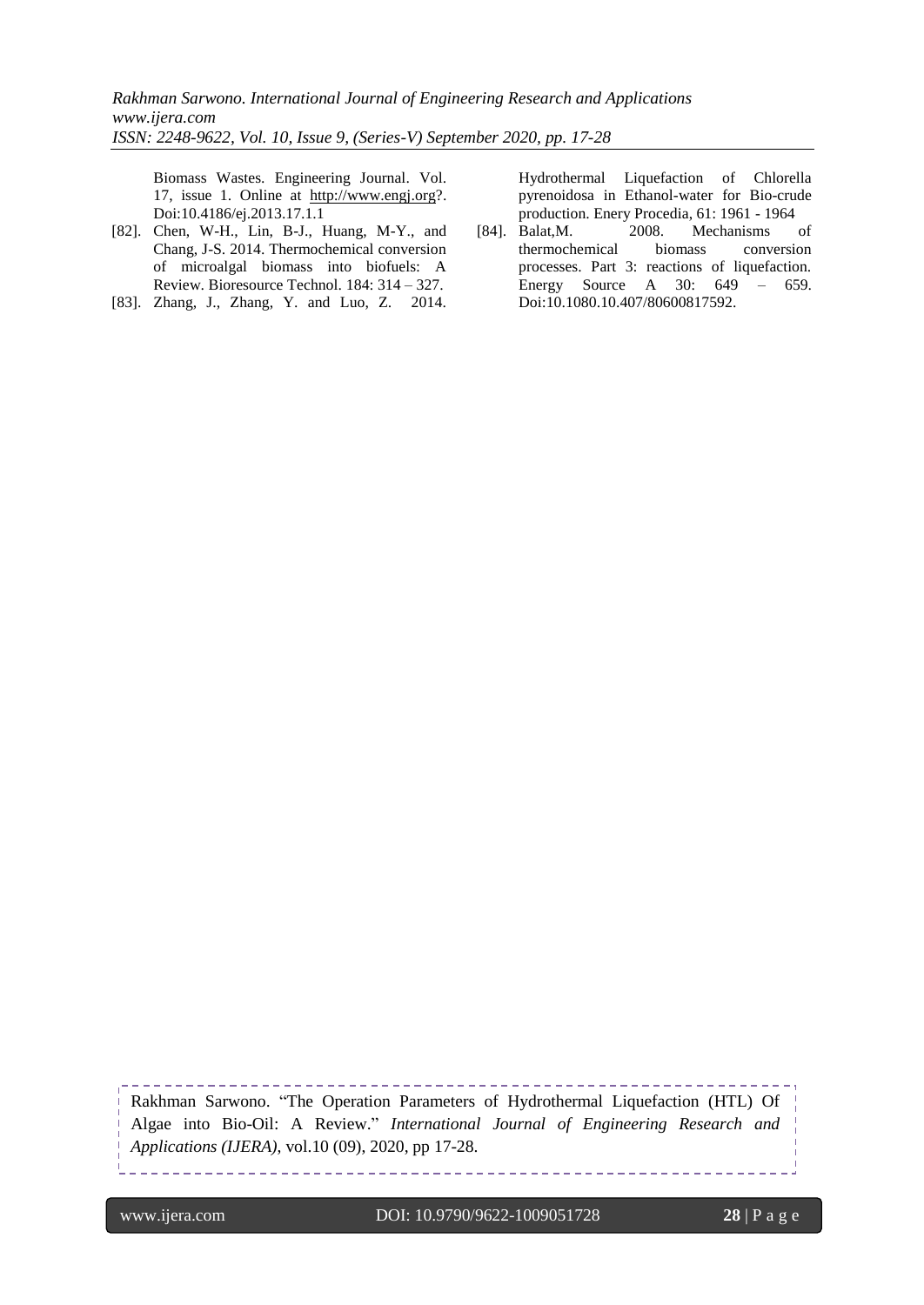Biomass Wastes. Engineering Journal. Vol. 17, issue 1. Online at http://www.engj.org?. Doi:10.4186/ej.2013.17.1.1

[82]. Chen, W-H., Lin, B-J., Huang, M-Y., and Chang, J-S. 2014. Thermochemical conversion of microalgal biomass into biofuels: A Review. Bioresource Technol. 184: 314 – 327.

[83]. Zhang, J., Zhang, Y. and Luo, Z. 2014. Hydrothermal Liquefaction of Chlorella pyrenoidosa in Ethanol-water for Bio-crude production. Enery Procedia, 61: 1961 - 1964

[84]. Balat,M. 2008. Mechanisms of thermochemical biomass conversion processes. Part 3: reactions of liquefaction. Energy Source A 30: 649 – 659. Doi:10.1080.10.407/80600817592.

Rakhman Sarwono. "The Operation Parameters of Hydrothermal Liquefaction (HTL) Of Algae into Bio-Oil: A Review." *International Journal of Engineering Research and Applications (IJERA)*, vol.10 (09), 2020, pp 17-28.